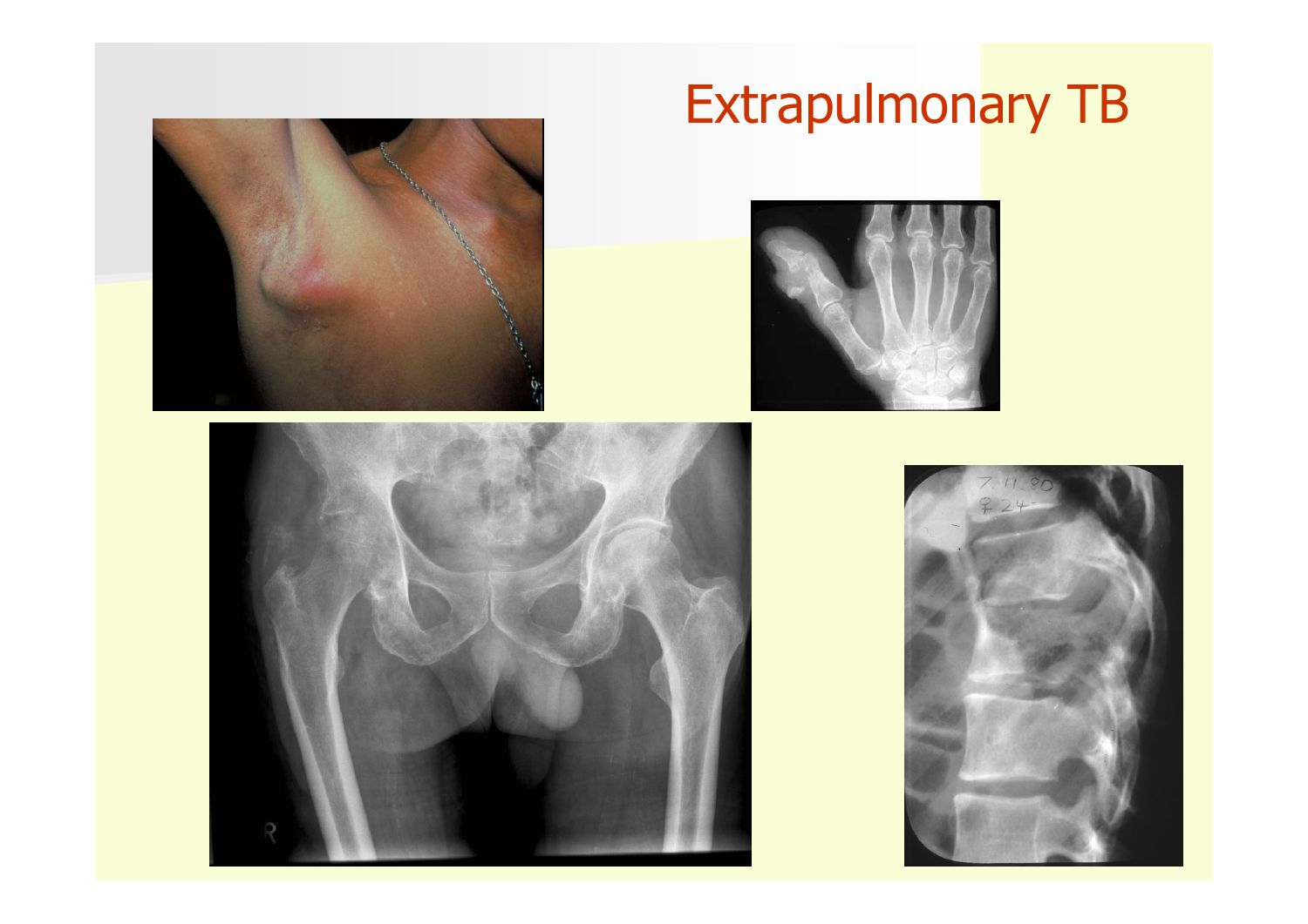# Extrapulmonary TB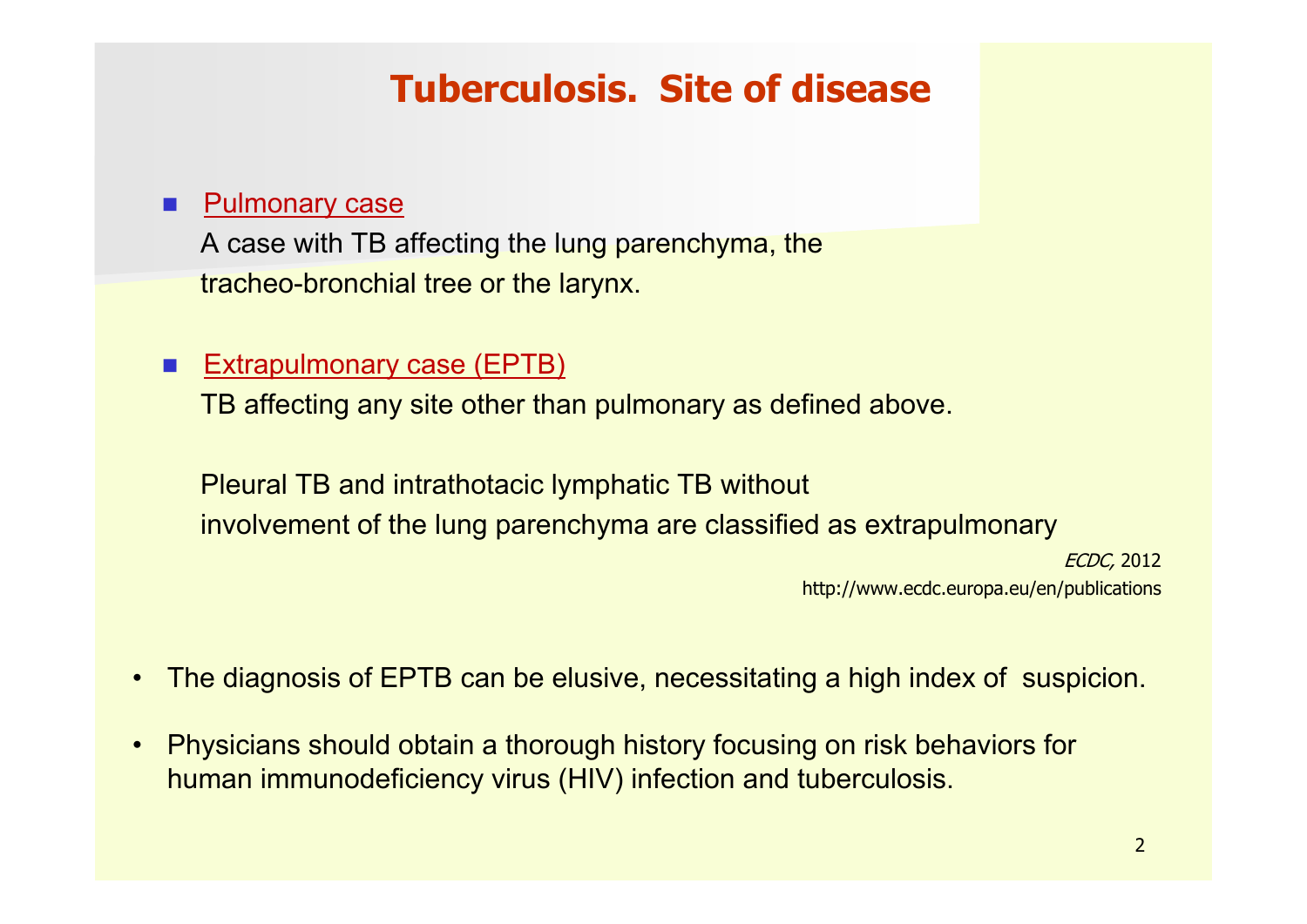# Tuberculosis. Site of disease

- <u>Pulmonary case</u>

  A case with TB affecting the lung parenchyma, the tracheo-bronchial tree or the larynx.

- <u>Extrapulmonary case (EPTB)</u>

  TB affecting any site other than pulmonary as defined above.

  Pleural TB and intrathotacic lymphatic TB without involvement of the lung parenchyma are classified as extrapulmonary

*ECDC,* 2012
http://www.ecdc.europa.eu/en/publications

- The diagnosis of EPTB can be elusive, necessitating a high index of suspicion.
- Physicians should obtain a thorough history focusing on risk behaviors for human immunodeficiency virus (HIV) infection and tuberculosis.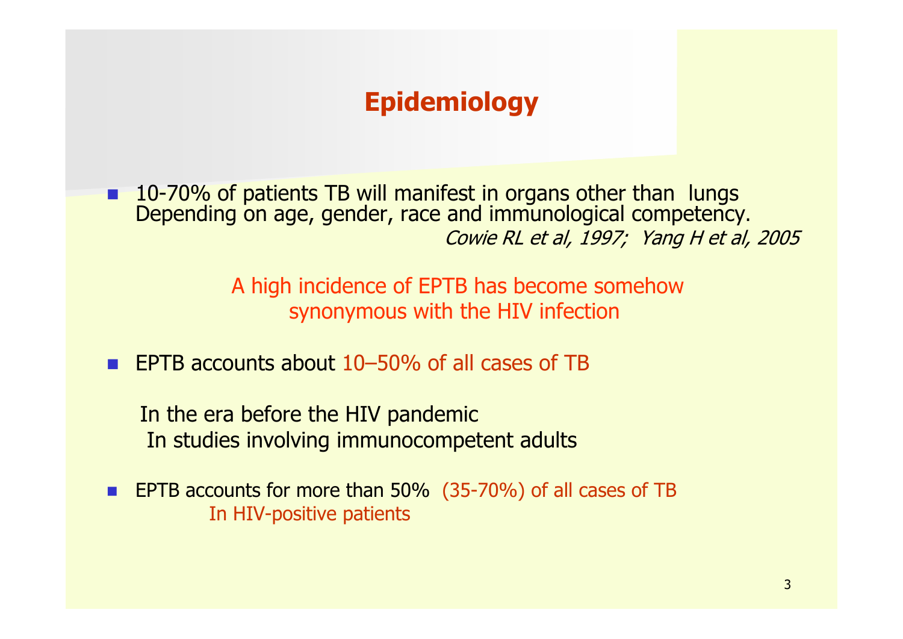# Epidemiology

- 10-70% of patients TB will manifest in organs other than lungs Depending on age, gender, race and immunological competency.

  *Cowie RL et al, 1997; Yang H et al, 2005*

A high incidence of EPTB has become somehow synonymous with the HIV infection

- EPTB accounts about 10–50% of all cases of TB

  In the era before the HIV pandemic
  In studies involving immunocompetent adults

- EPTB accounts for more than 50% (35-70%) of all cases of TB
  In HIV-positive patients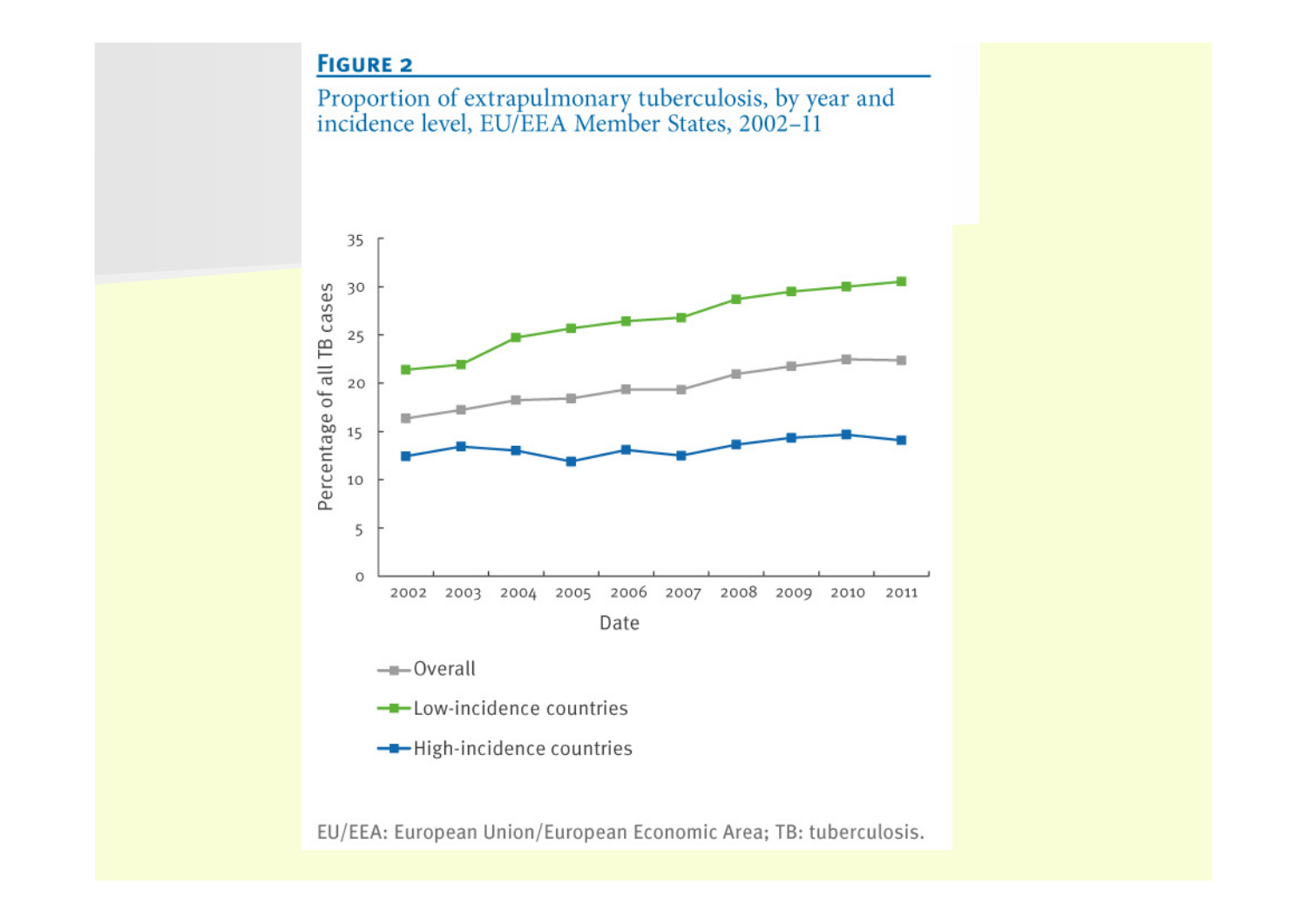**Figure 2**

Proportion of extrapulmonary tuberculosis, by year and incidence level, EU/EEA Member States, 2002–11

EU/EEA: European Union/European Economic Area; TB: tuberculosis.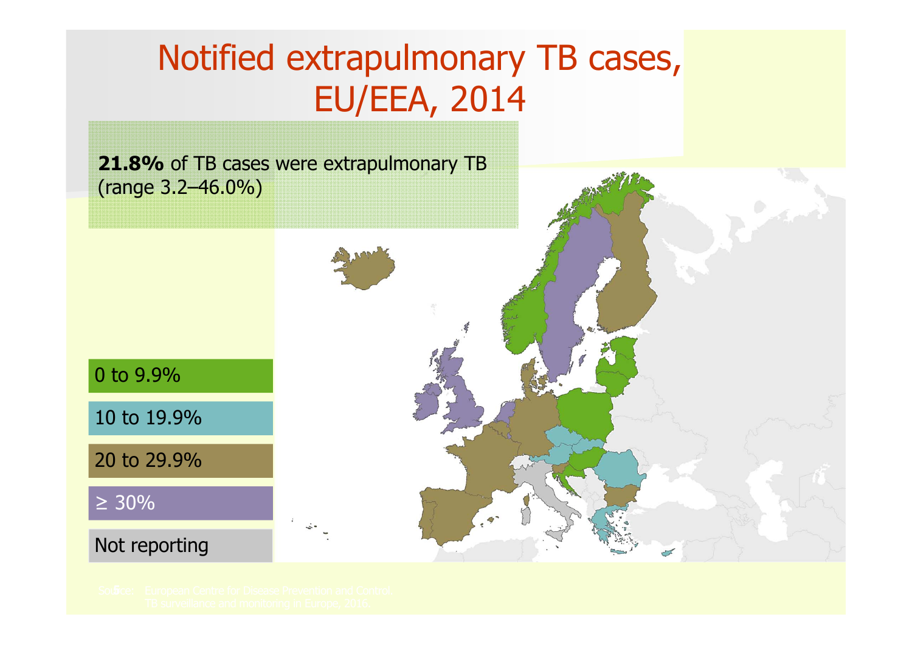# Notified extrapulmonary TB cases, EU/EEA, 2014

**21.8%** of TB cases were extrapulmonary TB (range 3.2–46.0%)

- 0 to 9.9%
- 10 to 19.9%
- 20 to 29.9%
- ≥ 30%
- Not reporting

Source: European Centre for Disease Prevention and Control. TB surveillance and monitoring in Europe, 2016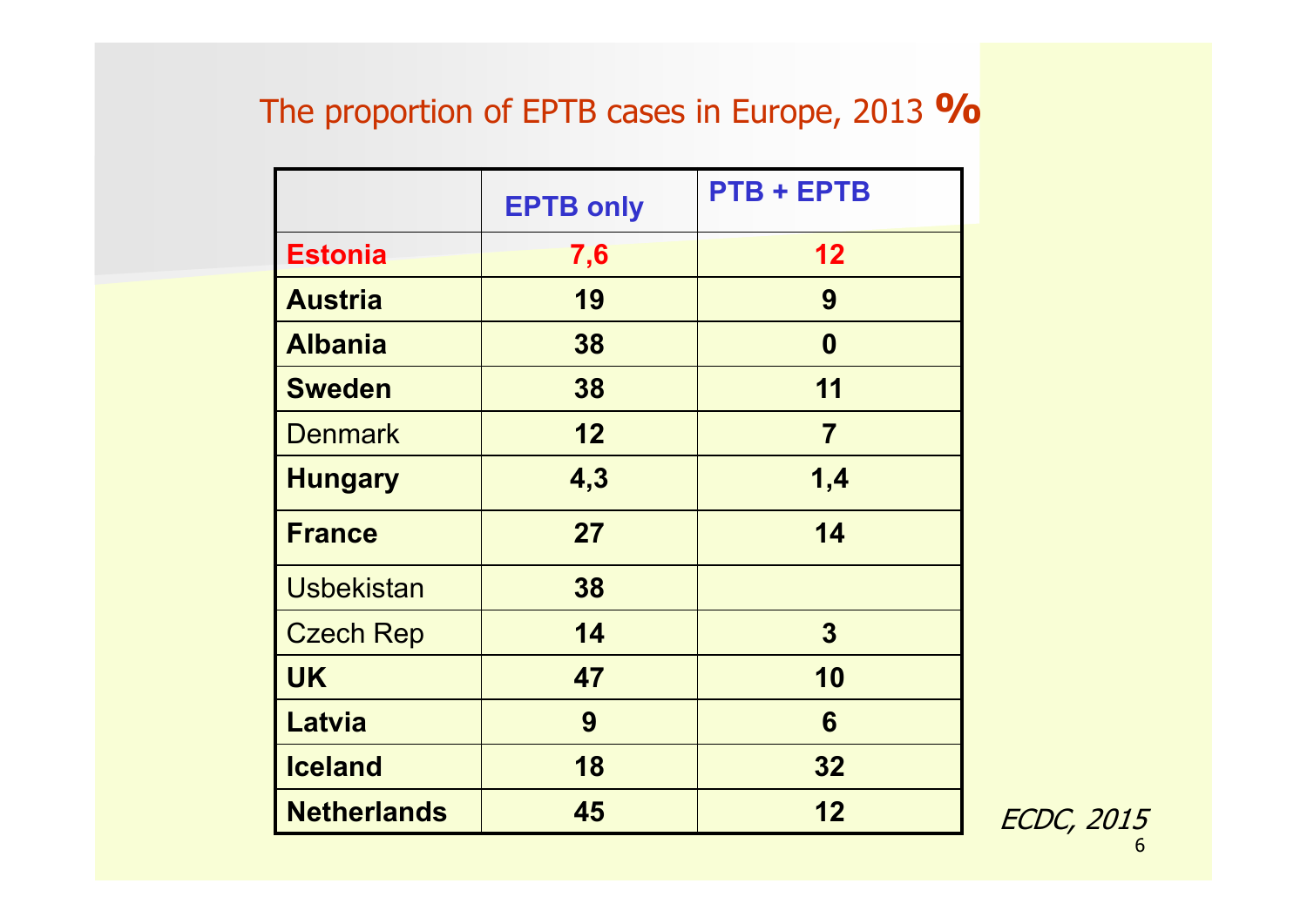## The proportion of EPTB cases in Europe, 2013 %

| | EPTB only | PTB + EPTB |
|---|---|---|
| **Estonia** | **7,6** | **12** |
| **Austria** | **19** | **9** |
| **Albania** | **38** | **0** |
| **Sweden** | **38** | **11** |
| Denmark | **12** | **7** |
| **Hungary** | **4,3** | **1,4** |
| **France** | **27** | **14** |
| Usbekistan | **38** | |
| Czech Rep | **14** | **3** |
| **UK** | **47** | **10** |
| **Latvia** | **9** | **6** |
| **Iceland** | **18** | **32** |
| **Netherlands** | **45** | **12** |

*ECDC, 2015*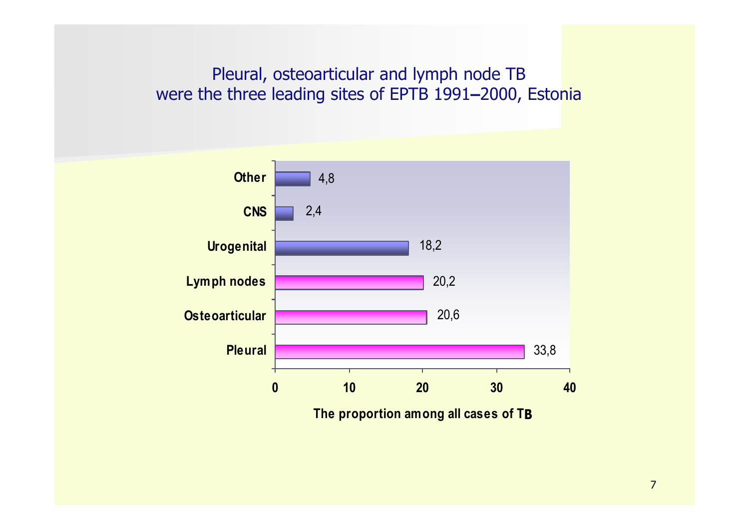# Pleural, osteoarticular and lymph node TB were the three leading sites of EPTB 1991–2000, Estonia

| Site | The proportion among all cases of TB |
|---|---|
| Other | 4,8 |
| CNS | 2,4 |
| Urogenital | 18,2 |
| Lymph nodes | 20,2 |
| Osteoarticular | 20,6 |
| Pleural | 33,8 |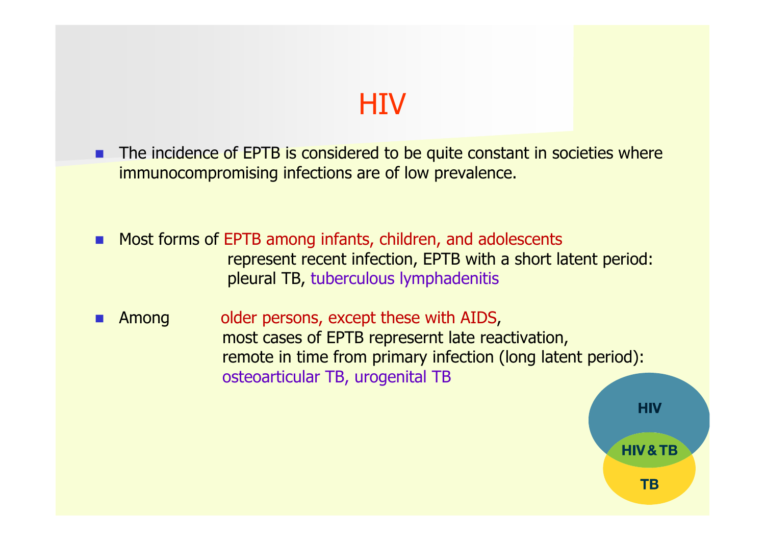# HIV

- The incidence of EPTB is considered to be quite constant in societies where immunocompromising infections are of low prevalence.

- Most forms of EPTB among infants, children, and adolescents represent recent infection, EPTB with a short latent period: pleural TB, tuberculous lymphadenitis

- Among older persons, except these with AIDS, most cases of EPTB represernt late reactivation, remote in time from primary infection (long latent period): osteoarticular TB, urogenital TB

HIV

HIV & TB

TB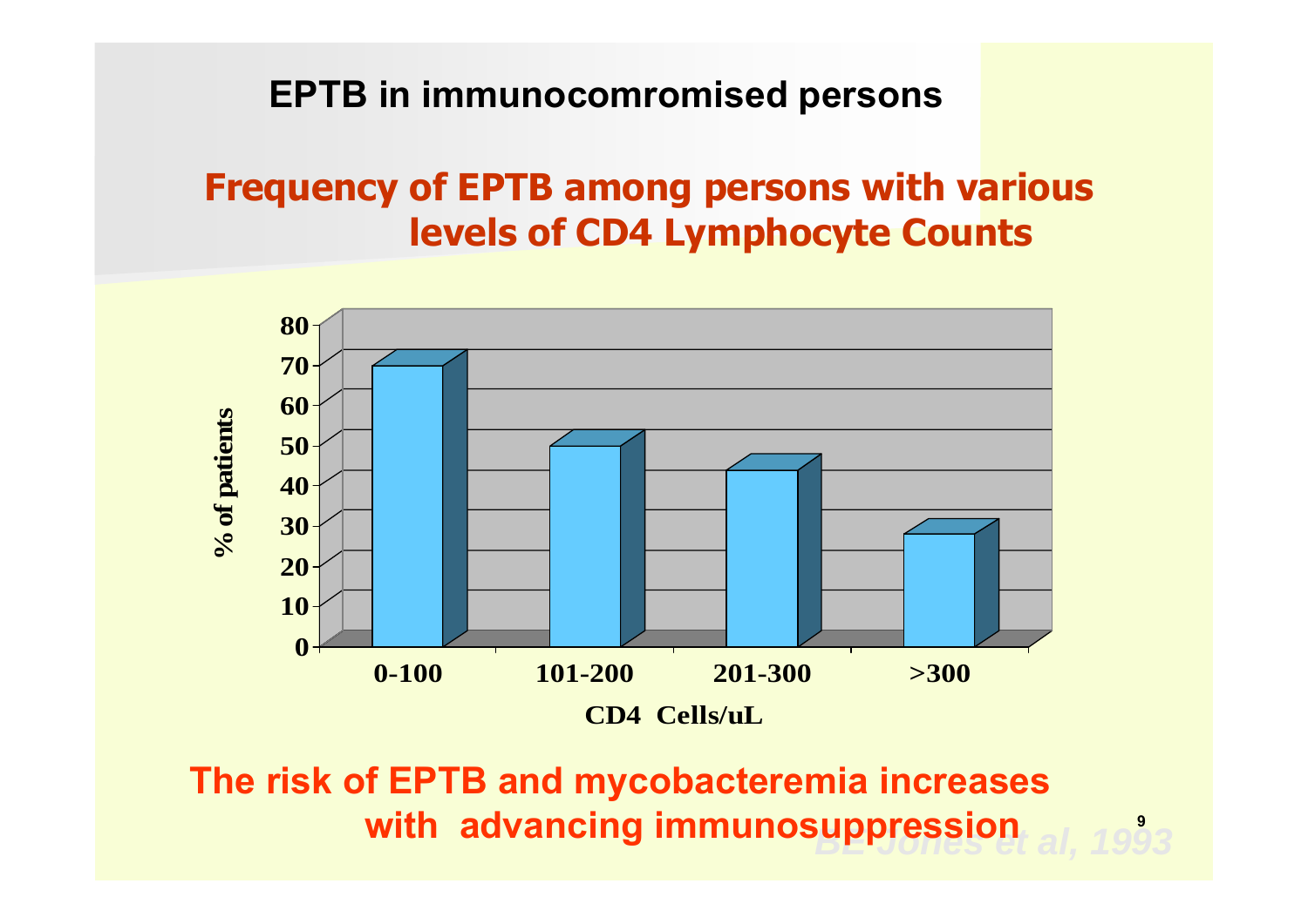# EPTB in immunocomromised persons

## Frequency of EPTB among persons with various levels of CD4 Lymphocyte Counts

| CD4 Cells/uL | % of patients |
|---|---|
| 0-100 | 69 |
| 101-200 | 49 |
| 201-300 | 43 |
| >300 | 27 |

**The risk of EPTB and mycobacteremia increases with advancing immunosuppression**

*BE Jones et al, 1993*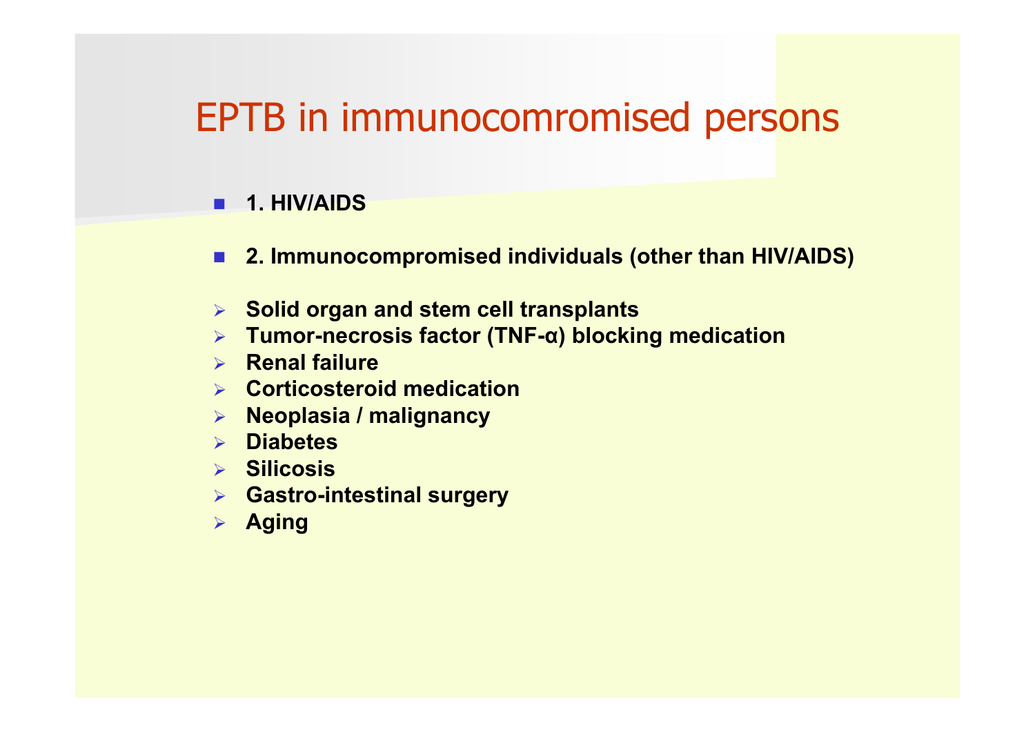# EPTB in immunocomromised persons

- **1. HIV/AIDS**
- **2. Immunocompromised individuals (other than HIV/AIDS)**

- **Solid organ and stem cell transplants**
- **Tumor-necrosis factor (TNF-α) blocking medication**
- **Renal failure**
- **Corticosteroid medication**
- **Neoplasia / malignancy**
- **Diabetes**
- **Silicosis**
- **Gastro-intestinal surgery**
- **Aging**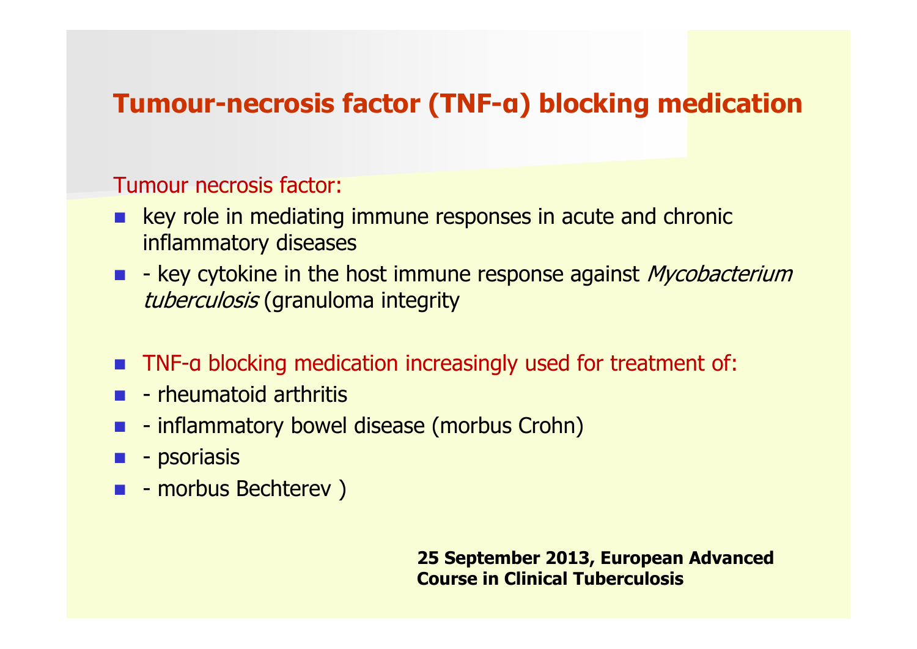## Tumour-necrosis factor (TNF-α) blocking medication

Tumour necrosis factor:

- key role in mediating immune responses in acute and chronic inflammatory diseases
- - key cytokine in the host immune response against *Mycobacterium tuberculosis* (granuloma integrity

- TNF-α blocking medication increasingly used for treatment of:
- - rheumatoid arthritis
- - inflammatory bowel disease (morbus Crohn)
- - psoriasis
- - morbus Bechterev )

**25 September 2013, European Advanced Course in Clinical Tuberculosis**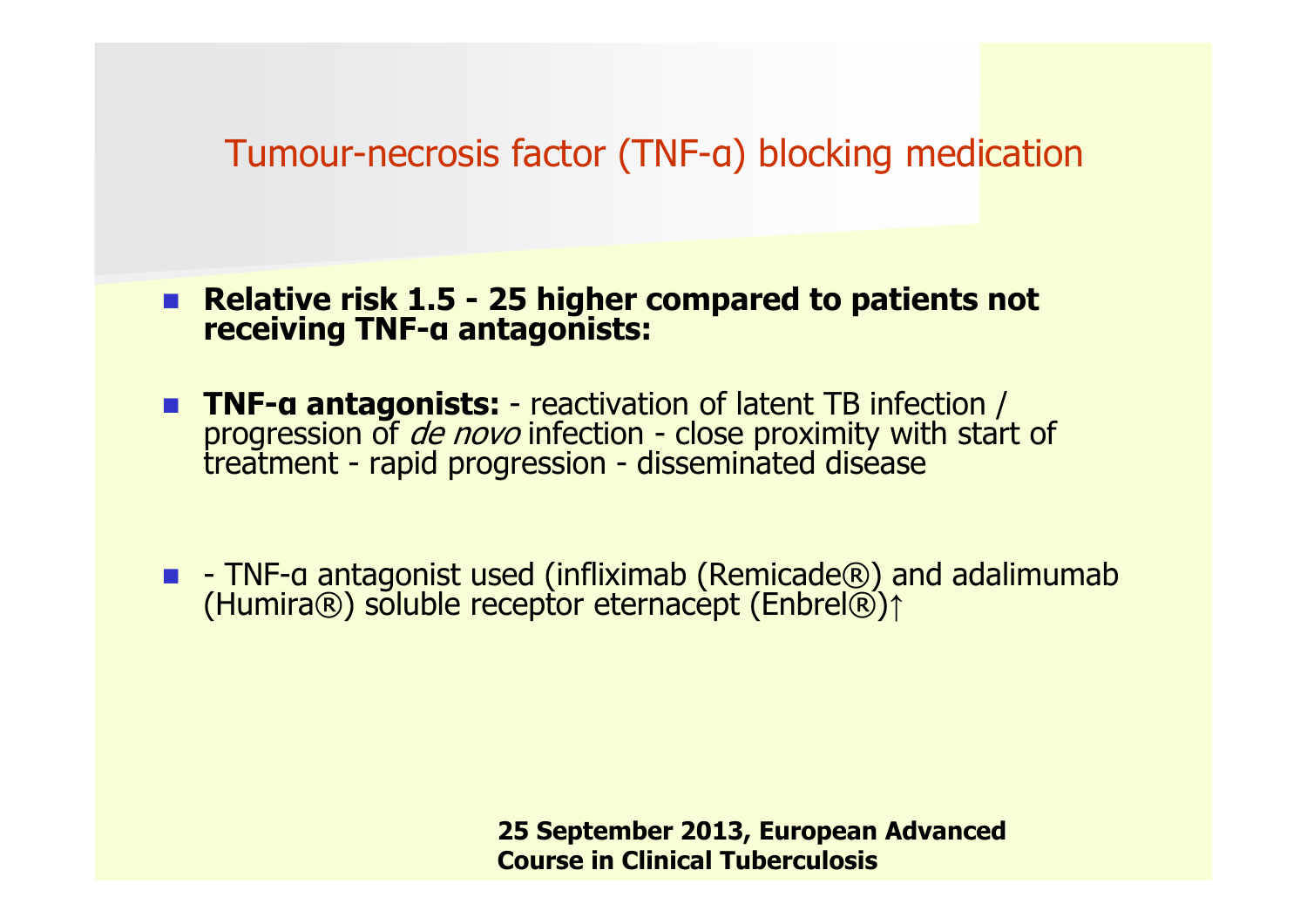# Tumour-necrosis factor (TNF-α) blocking medication

- **Relative risk 1.5 - 25 higher compared to patients not receiving TNF-α antagonists:**
- **TNF-α antagonists:** - reactivation of latent TB infection / progression of *de novo* infection - close proximity with start of treatment - rapid progression - disseminated disease
- - TNF-α antagonist used (infliximab (Remicade®) and adalimumab (Humira®) soluble receptor eternacept (Enbrel®)↑

**25 September 2013, European Advanced Course in Clinical Tuberculosis**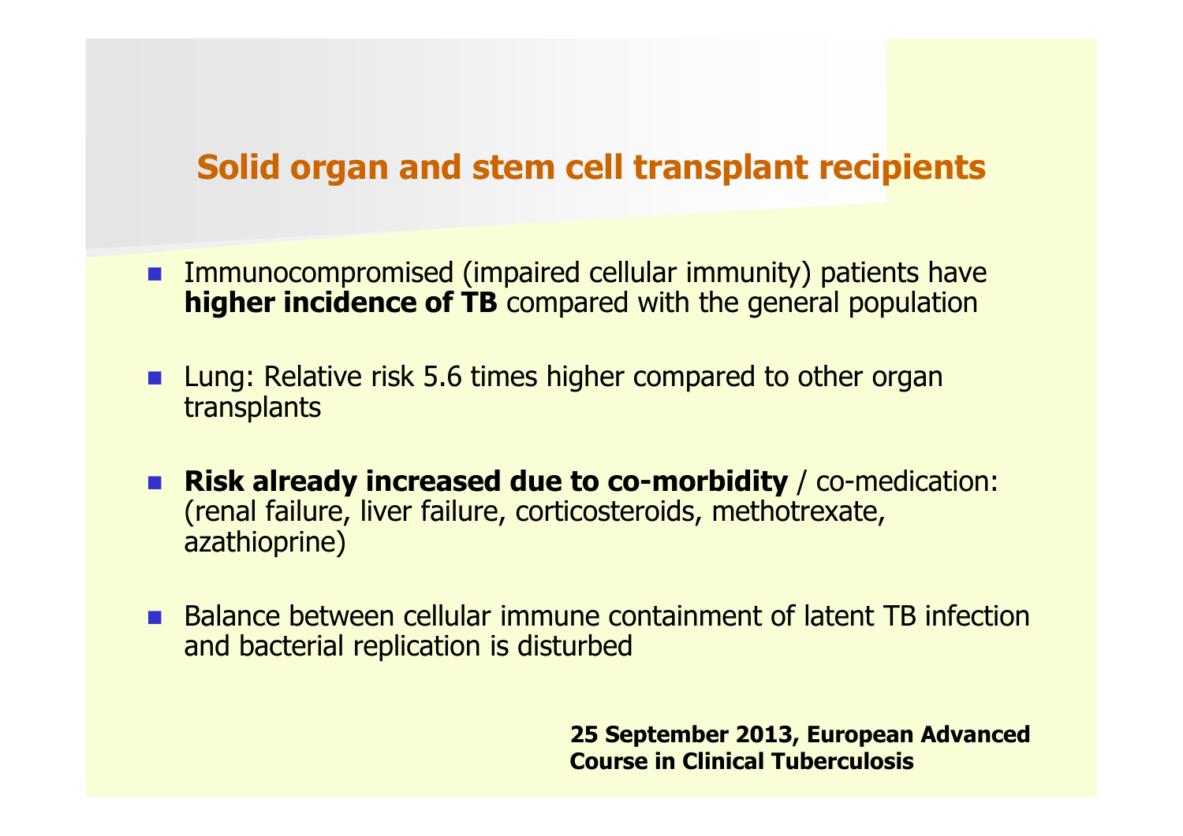# Solid organ and stem cell transplant recipients

- Immunocompromised (impaired cellular immunity) patients have **higher incidence of TB** compared with the general population
- Lung: Relative risk 5.6 times higher compared to other organ transplants
- **Risk already increased due to co-morbidity** / co-medication: (renal failure, liver failure, corticosteroids, methotrexate, azathioprine)
- Balance between cellular immune containment of latent TB infection and bacterial replication is disturbed

**25 September 2013, European Advanced Course in Clinical Tuberculosis**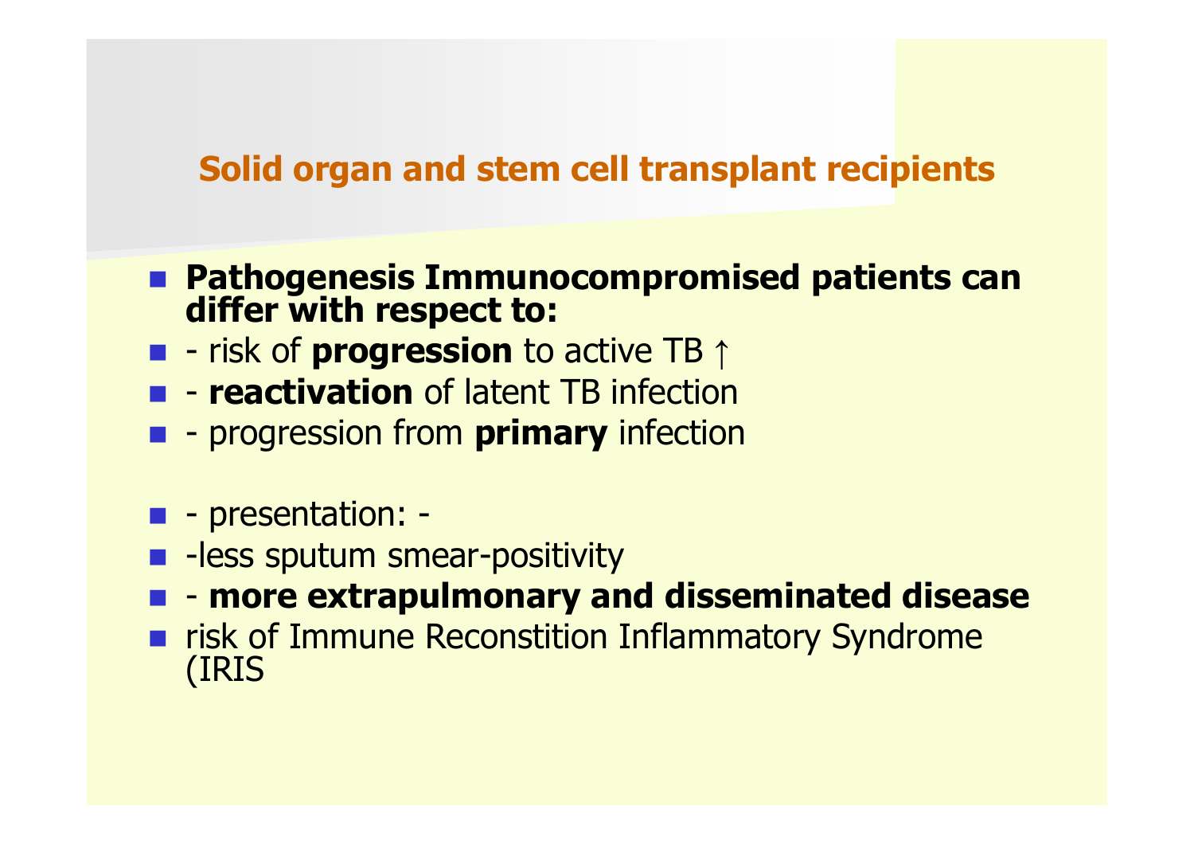## Solid organ and stem cell transplant recipients

- **Pathogenesis Immunocompromised patients can differ with respect to:**
- - risk of **progression** to active TB ↑
- - **reactivation** of latent TB infection
- - progression from **primary** infection

- - presentation: -
- -less sputum smear-positivity
- - **more extrapulmonary and disseminated disease**
- risk of Immune Reconstition Inflammatory Syndrome (IRIS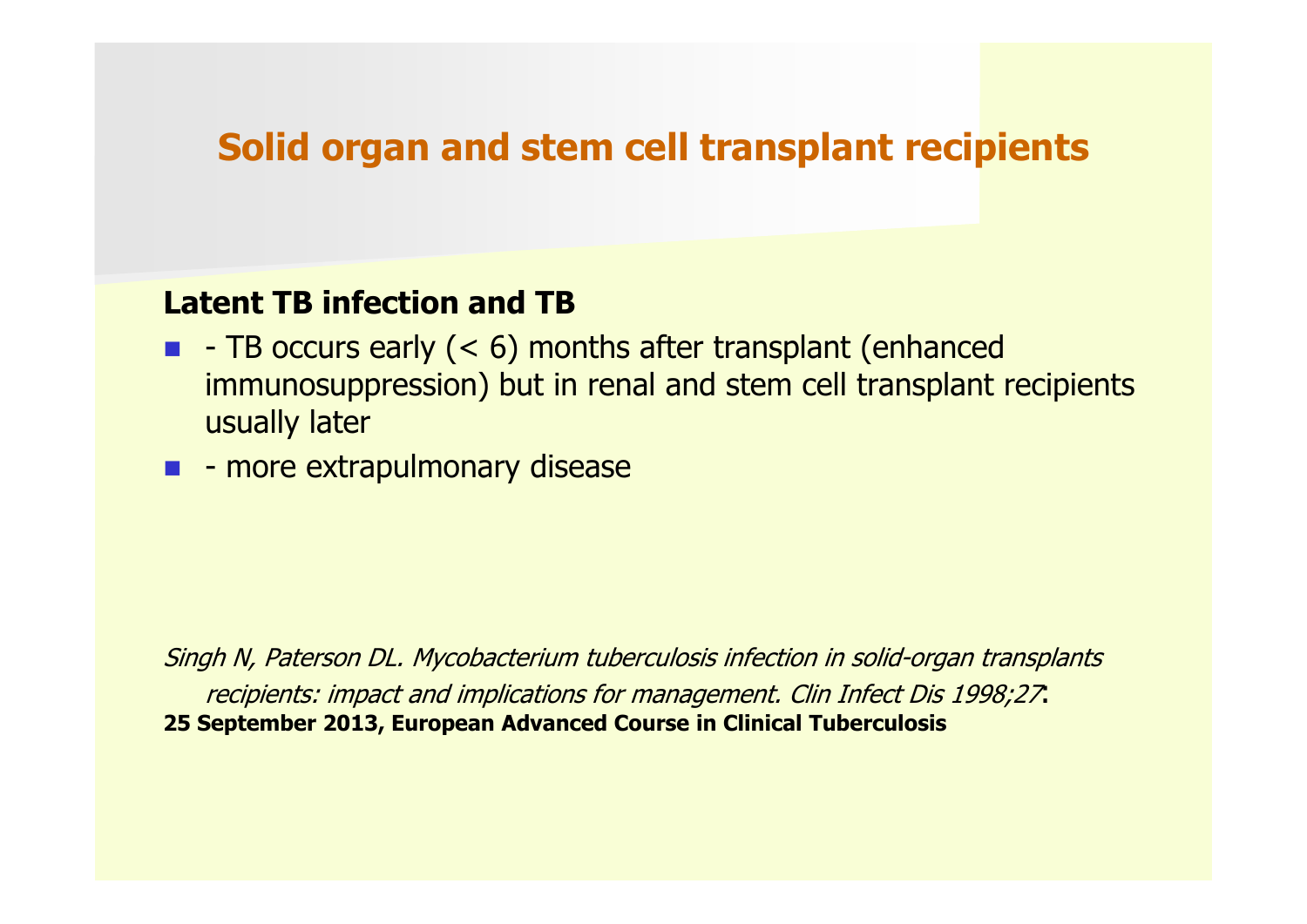# Solid organ and stem cell transplant recipients

**Latent TB infection and TB**

- - TB occurs early (< 6) months after transplant (enhanced immunosuppression) but in renal and stem cell transplant recipients usually later
- - more extrapulmonary disease

*Singh N, Paterson DL. Mycobacterium tuberculosis infection in solid-organ transplants recipients: impact and implications for management. Clin Infect Dis 1998;27*:

**25 September 2013, European Advanced Course in Clinical Tuberculosis**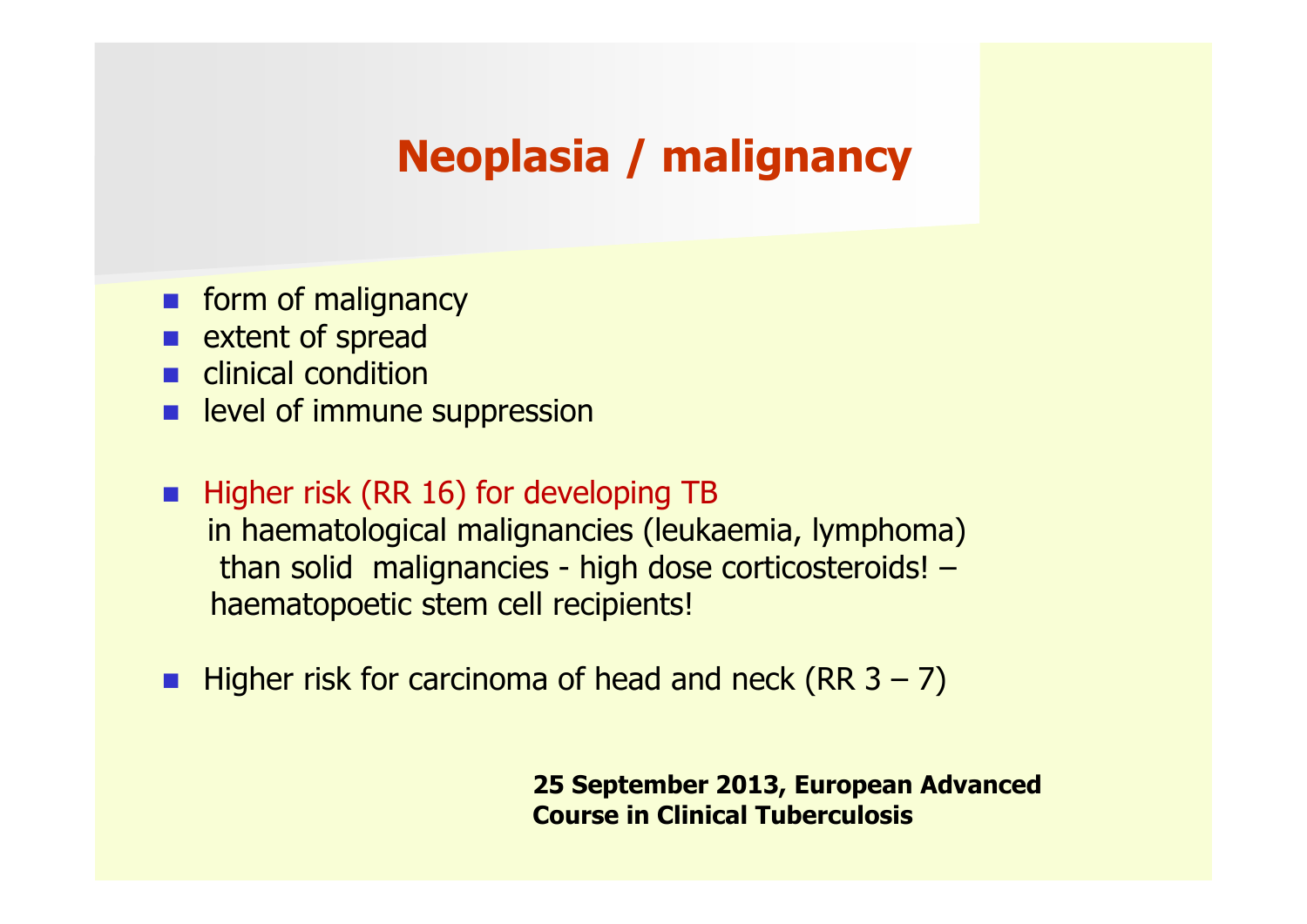# Neoplasia / malignancy

- form of malignancy
- extent of spread
- clinical condition
- level of immune suppression

- Higher risk (RR 16) for developing TB in haematological malignancies (leukaemia, lymphoma) than solid malignancies - high dose corticosteroids! – haematopoetic stem cell recipients!

- Higher risk for carcinoma of head and neck (RR 3 – 7)

**25 September 2013, European Advanced Course in Clinical Tuberculosis**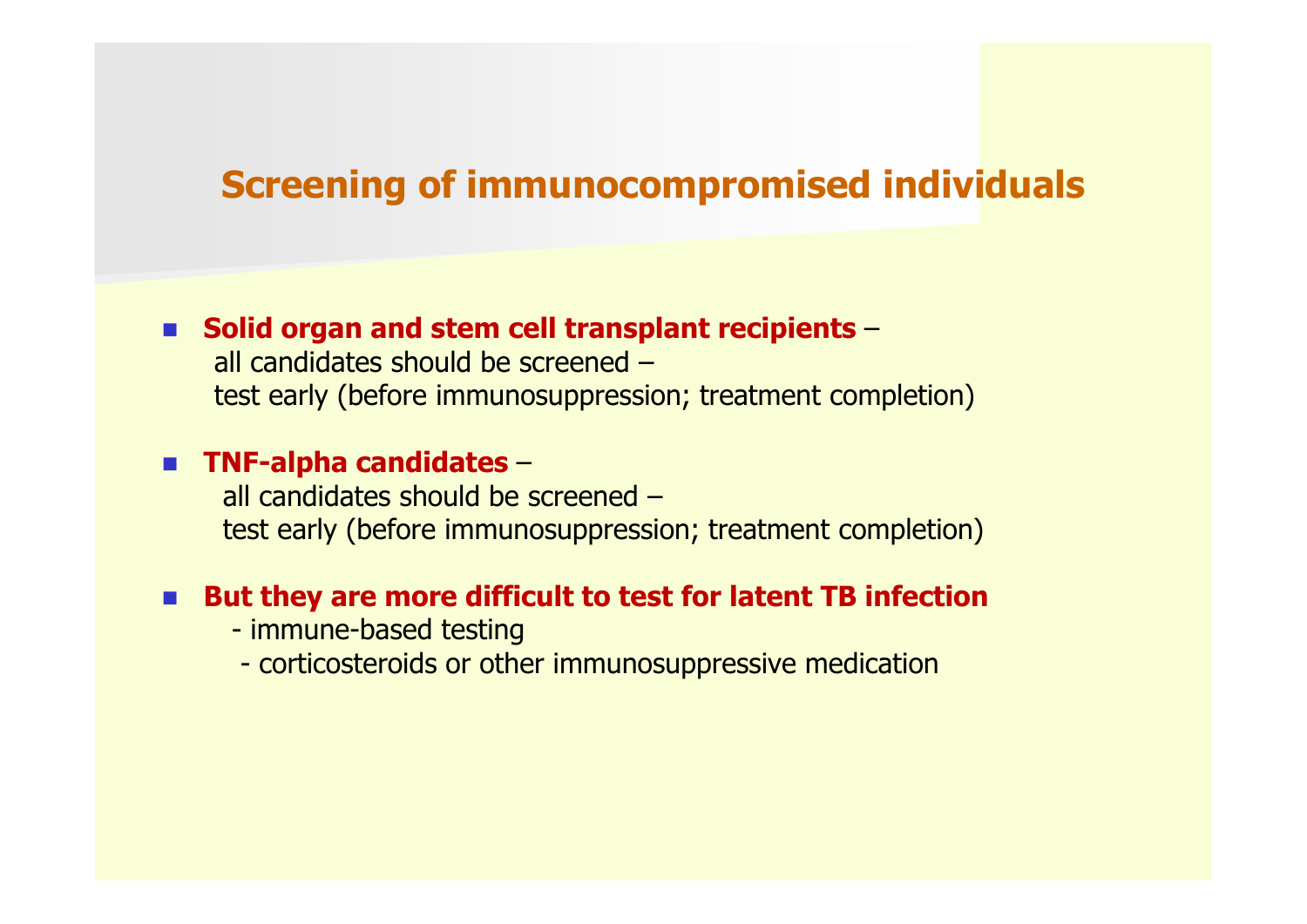# Screening of immunocompromised individuals

- **Solid organ and stem cell transplant recipients** –
  all candidates should be screened –
  test early (before immunosuppression; treatment completion)

- **TNF-alpha candidates** –
  all candidates should be screened –
  test early (before immunosuppression; treatment completion)

- **But they are more difficult to test for latent TB infection**
  - immune-based testing
  - corticosteroids or other immunosuppressive medication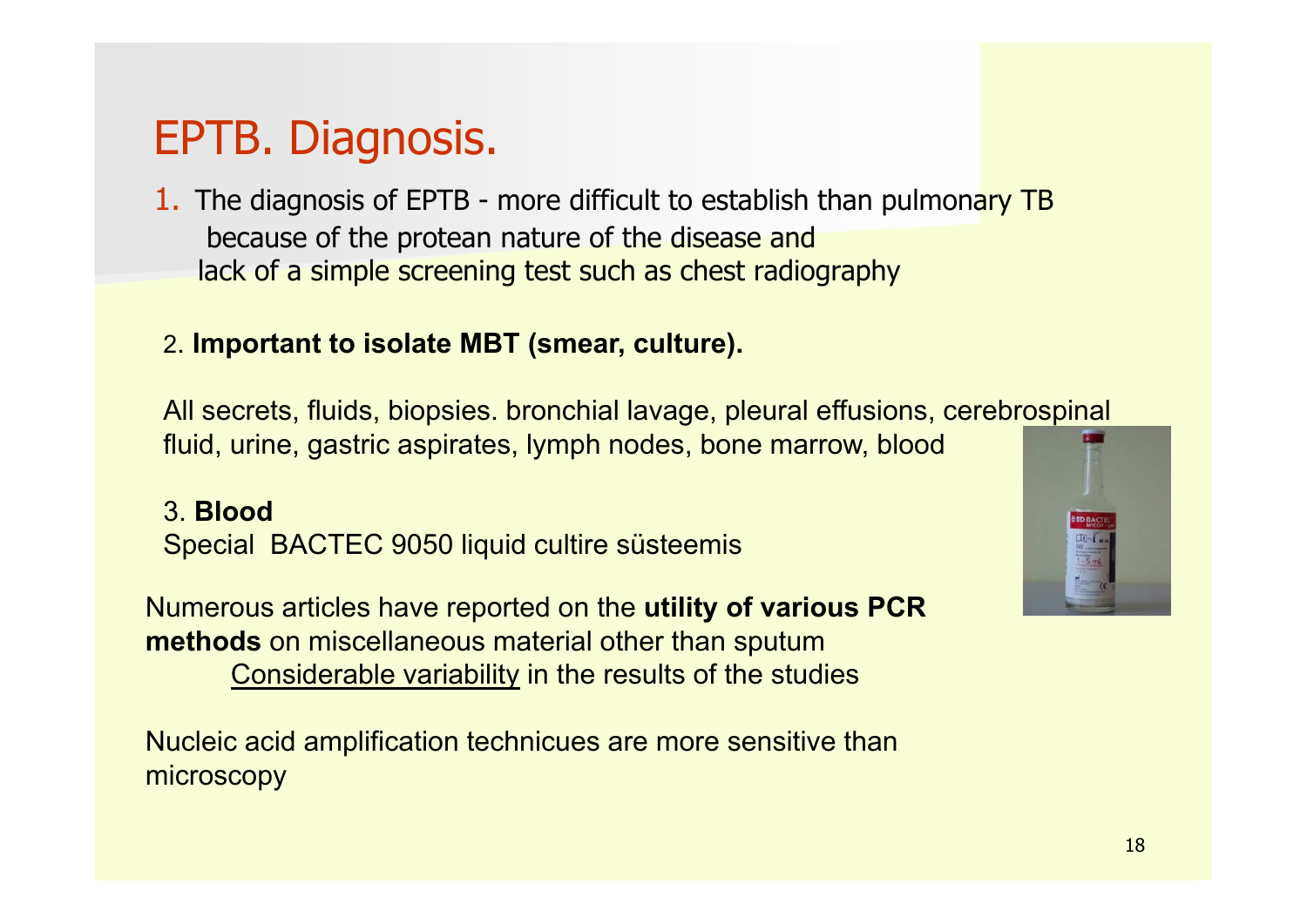# EPTB. Diagnosis.

1. The diagnosis of EPTB - more difficult to establish than pulmonary TB because of the protean nature of the disease and lack of a simple screening test such as chest radiography

2. **Important to isolate MBT (smear, culture).**

All secrets, fluids, biopsies. bronchial lavage, pleural effusions, cerebrospinal fluid, urine, gastric aspirates, lymph nodes, bone marrow, blood

3. **Blood**

Special BACTEC 9050 liquid cultire süsteemis

Numerous articles have reported on the **utility of various PCR methods** on miscellaneous material other than sputum

Considerable variability in the results of the studies

Nucleic acid amplification technicues are more sensitive than microscopy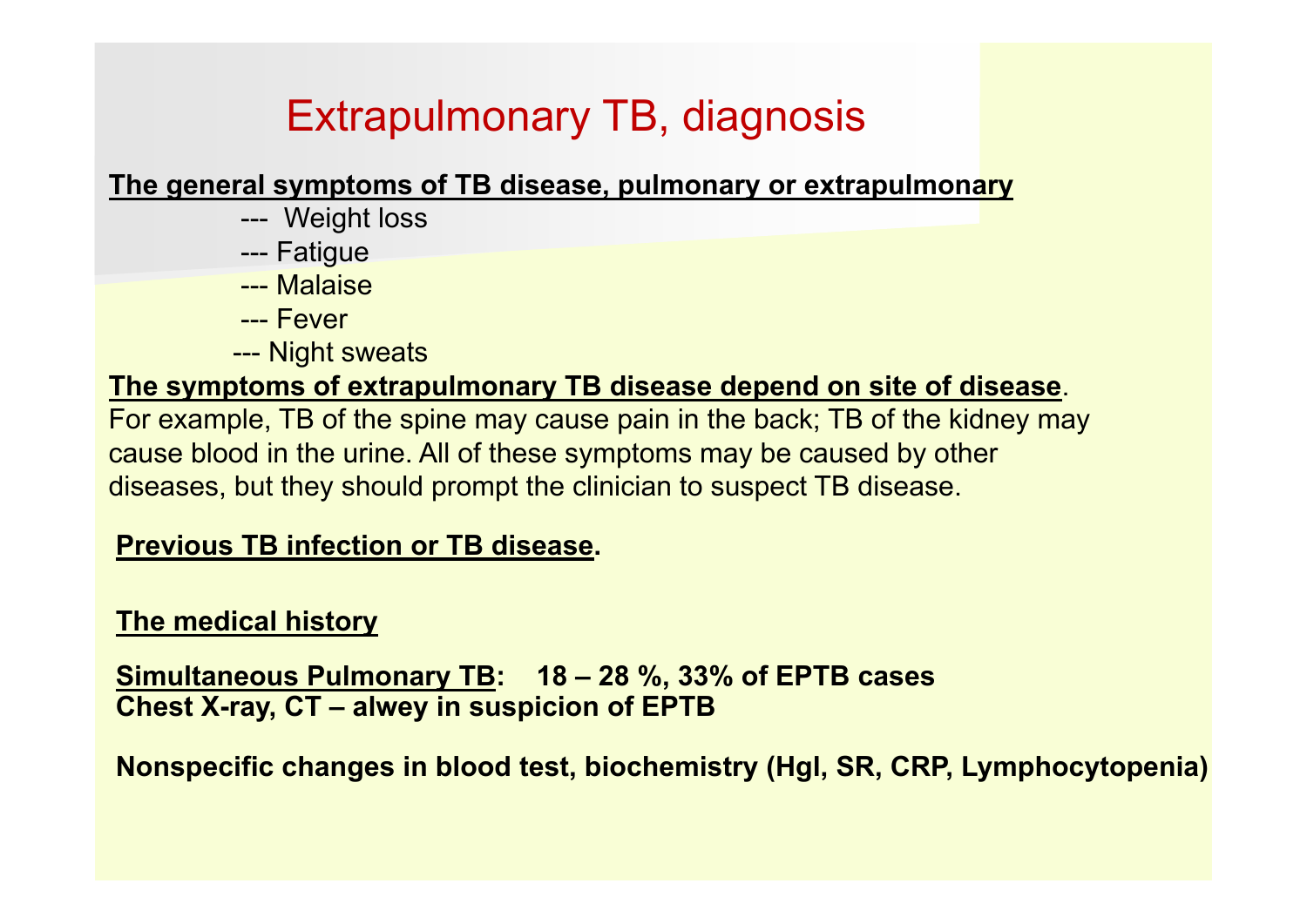# Extrapulmonary TB, diagnosis

**The general symptoms of TB disease, pulmonary or extrapulmonary**

--- Weight loss
--- Fatigue
--- Malaise
--- Fever
--- Night sweats

**The symptoms of extrapulmonary TB disease depend on site of disease**. For example, TB of the spine may cause pain in the back; TB of the kidney may cause blood in the urine. All of these symptoms may be caused by other diseases, but they should prompt the clinician to suspect TB disease.

**Previous TB infection or TB disease.**

**The medical history**

**Simultaneous Pulmonary TB: 18 – 28 %, 33% of EPTB cases**
**Chest X-ray, CT – alwey in suspicion of EPTB**

**Nonspecific changes in blood test, biochemistry (Hgl, SR, CRP, Lymphocytopenia)**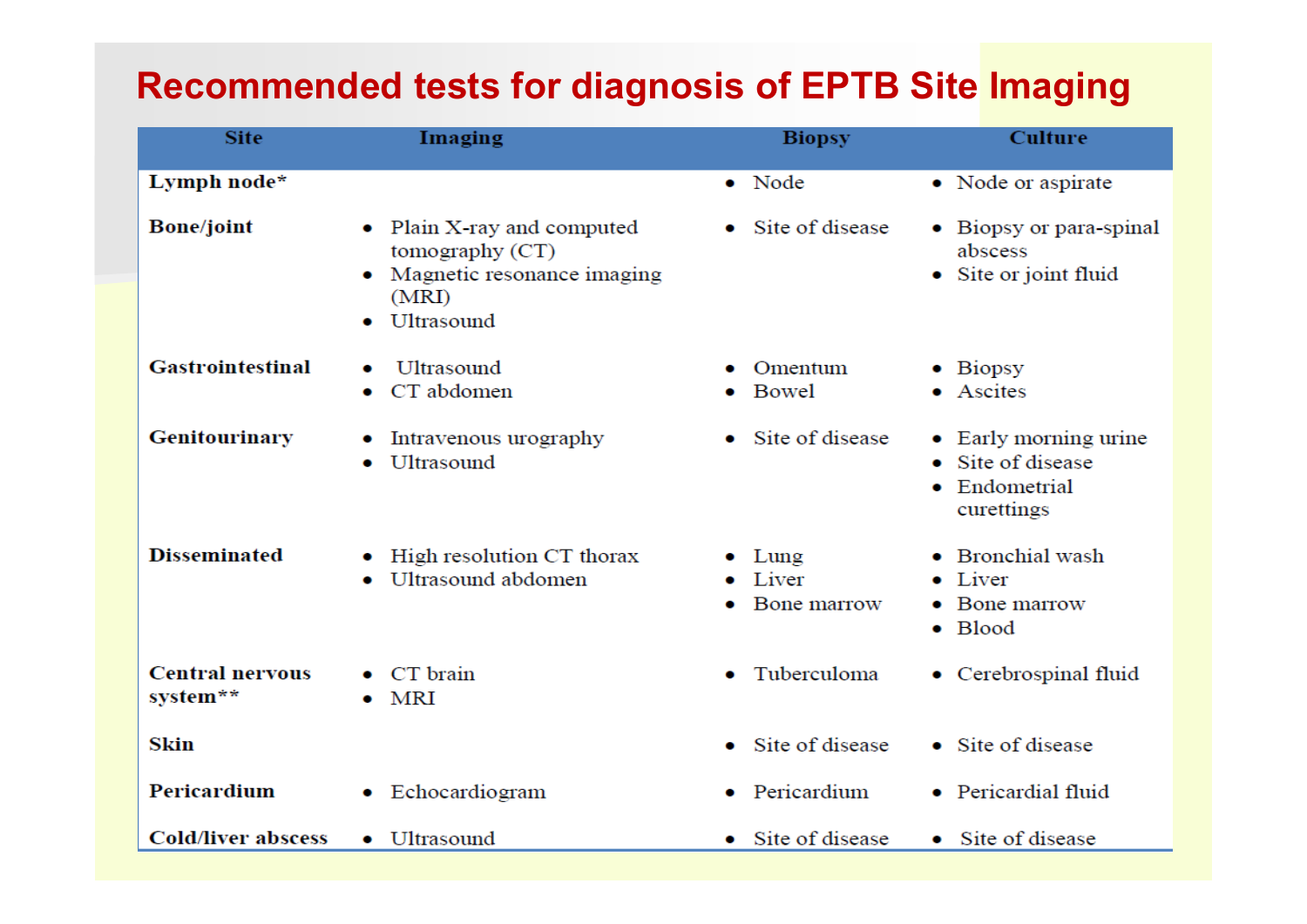# Recommended tests for diagnosis of EPTB Site Imaging

| Site | Imaging | Biopsy | Culture |
|---|---|---|---|
| **Lymph node*** | | • Node | • Node or aspirate |
| **Bone/joint** | • Plain X-ray and computed tomography (CT)<br>• Magnetic resonance imaging (MRI)<br>• Ultrasound | • Site of disease | • Biopsy or para-spinal abscess<br>• Site or joint fluid |
| **Gastrointestinal** | • Ultrasound<br>• CT abdomen | • Omentum<br>• Bowel | • Biopsy<br>• Ascites |
| **Genitourinary** | • Intravenous urography<br>• Ultrasound | • Site of disease | • Early morning urine<br>• Site of disease<br>• Endometrial curettings |
| **Disseminated** | • High resolution CT thorax<br>• Ultrasound abdomen | • Lung<br>• Liver<br>• Bone marrow | • Bronchial wash<br>• Liver<br>• Bone marrow<br>• Blood |
| **Central nervous system**** | • CT brain<br>• MRI | • Tuberculoma | • Cerebrospinal fluid |
| **Skin** | | • Site of disease | • Site of disease |
| **Pericardium** | • Echocardiogram | • Pericardium | • Pericardial fluid |
| **Cold/liver abscess** | • Ultrasound | • Site of disease | • Site of disease |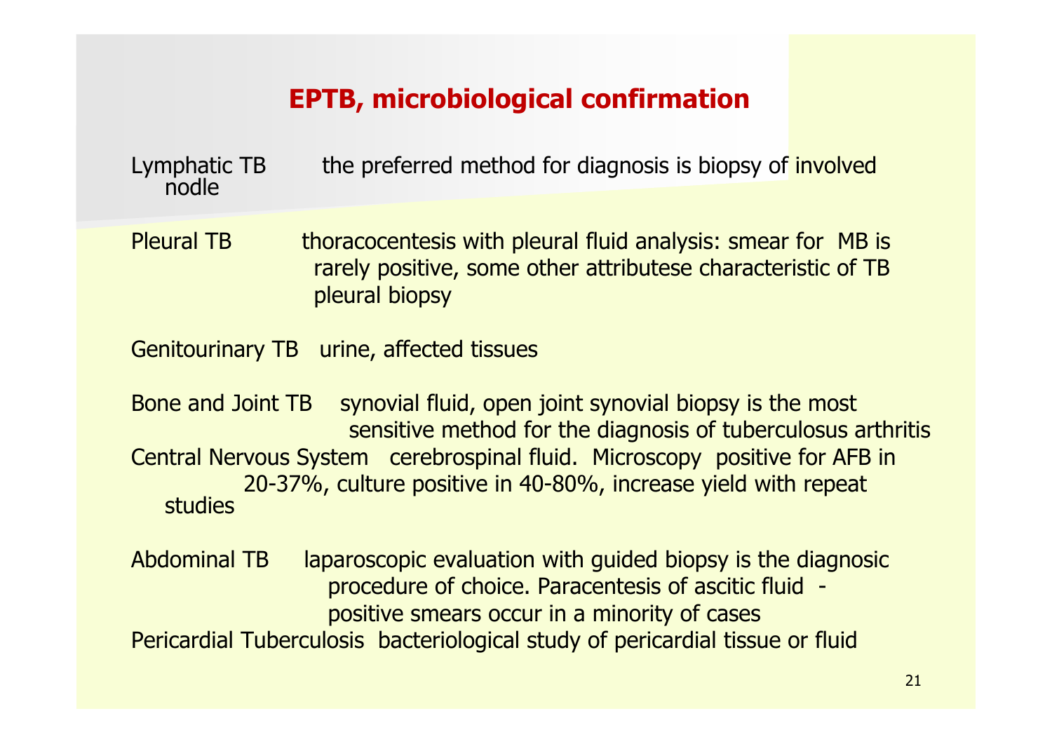# EPTB, microbiological confirmation

Lymphatic TB the preferred method for diagnosis is biopsy of involved nodle

Pleural TB thoracocentesis with pleural fluid analysis: smear for MB is rarely positive, some other attributese characteristic of TB pleural biopsy

Genitourinary TB urine, affected tissues

Bone and Joint TB synovial fluid, open joint synovial biopsy is the most sensitive method for the diagnosis of tuberculosus arthritis

Central Nervous System cerebrospinal fluid. Microscopy positive for AFB in 20-37%, culture positive in 40-80%, increase yield with repeat studies

Abdominal TB laparoscopic evaluation with guided biopsy is the diagnosic procedure of choice. Paracentesis of ascitic fluid - positive smears occur in a minority of cases

Pericardial Tuberculosis bacteriological study of pericardial tissue or fluid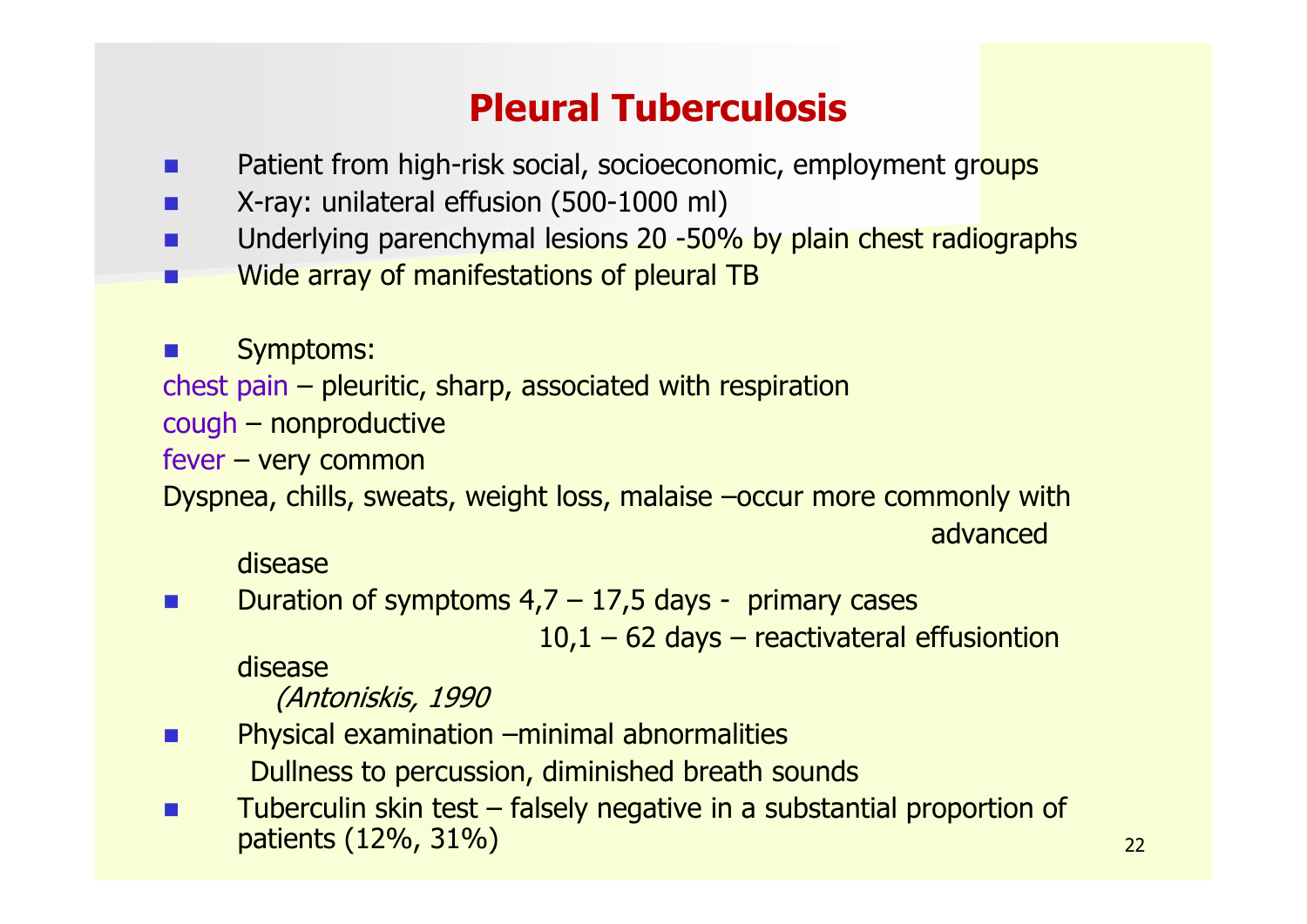# Pleural Tuberculosis

- Patient from high-risk social, socioeconomic, employment groups
- X-ray: unilateral effusion (500-1000 ml)
- Underlying parenchymal lesions 20 -50% by plain chest radiographs
- Wide array of manifestations of pleural TB

- Symptoms:

chest pain – pleuritic, sharp, associated with respiration

cough – nonproductive

fever – very common

Dyspnea, chills, sweats, weight loss, malaise –occur more commonly with advanced disease

- Duration of symptoms 4,7 – 17,5 days - primary cases

  10,1 – 62 days – reactivateral effusiontion disease

  *(Antoniskis, 1990*

- Physical examination –minimal abnormalities

  Dullness to percussion, diminished breath sounds

- Tuberculin skin test – falsely negative in a substantial proportion of patients (12%, 31%)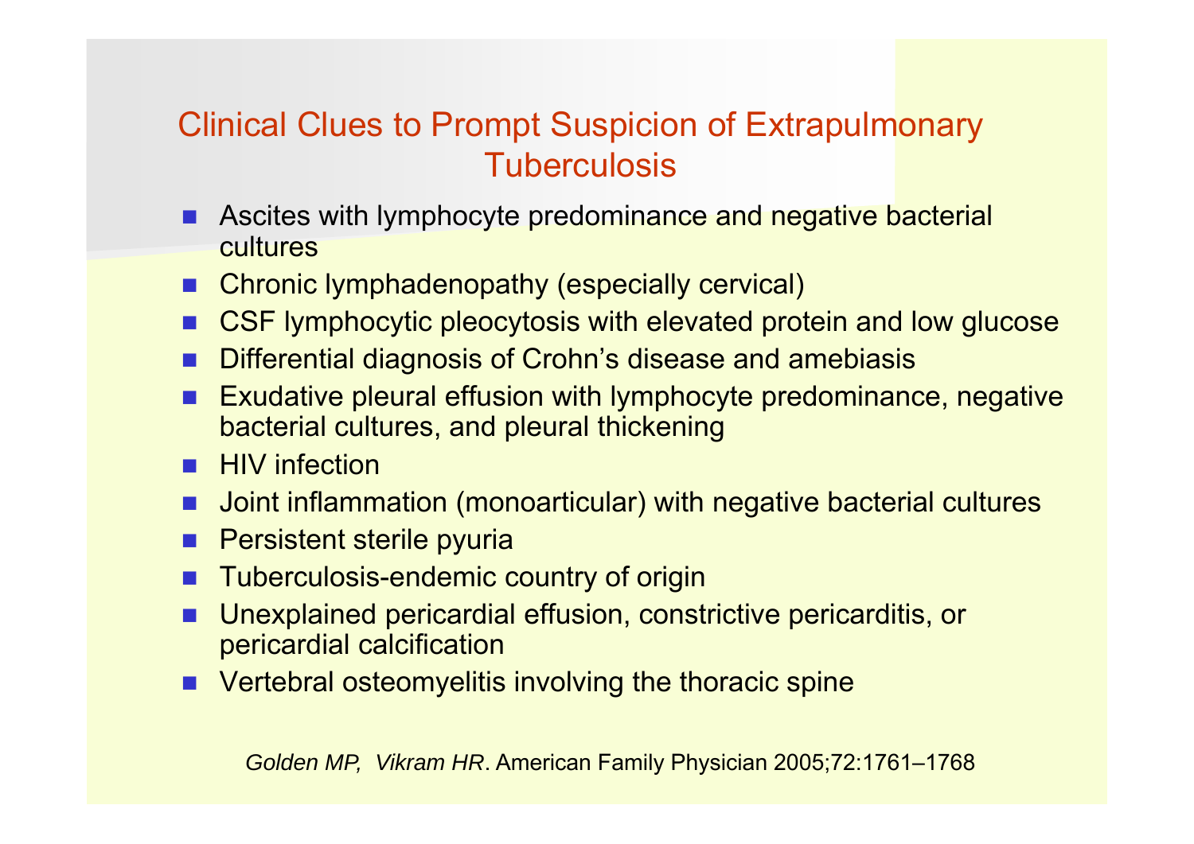## Clinical Clues to Prompt Suspicion of Extrapulmonary Tuberculosis

- Ascites with lymphocyte predominance and negative bacterial cultures
- Chronic lymphadenopathy (especially cervical)
- CSF lymphocytic pleocytosis with elevated protein and low glucose
- Differential diagnosis of Crohn's disease and amebiasis
- Exudative pleural effusion with lymphocyte predominance, negative bacterial cultures, and pleural thickening
- HIV infection
- Joint inflammation (monoarticular) with negative bacterial cultures
- Persistent sterile pyuria
- Tuberculosis-endemic country of origin
- Unexplained pericardial effusion, constrictive pericarditis, or pericardial calcification
- Vertebral osteomyelitis involving the thoracic spine

*Golden MP, Vikram HR*. American Family Physician 2005;72:1761–1768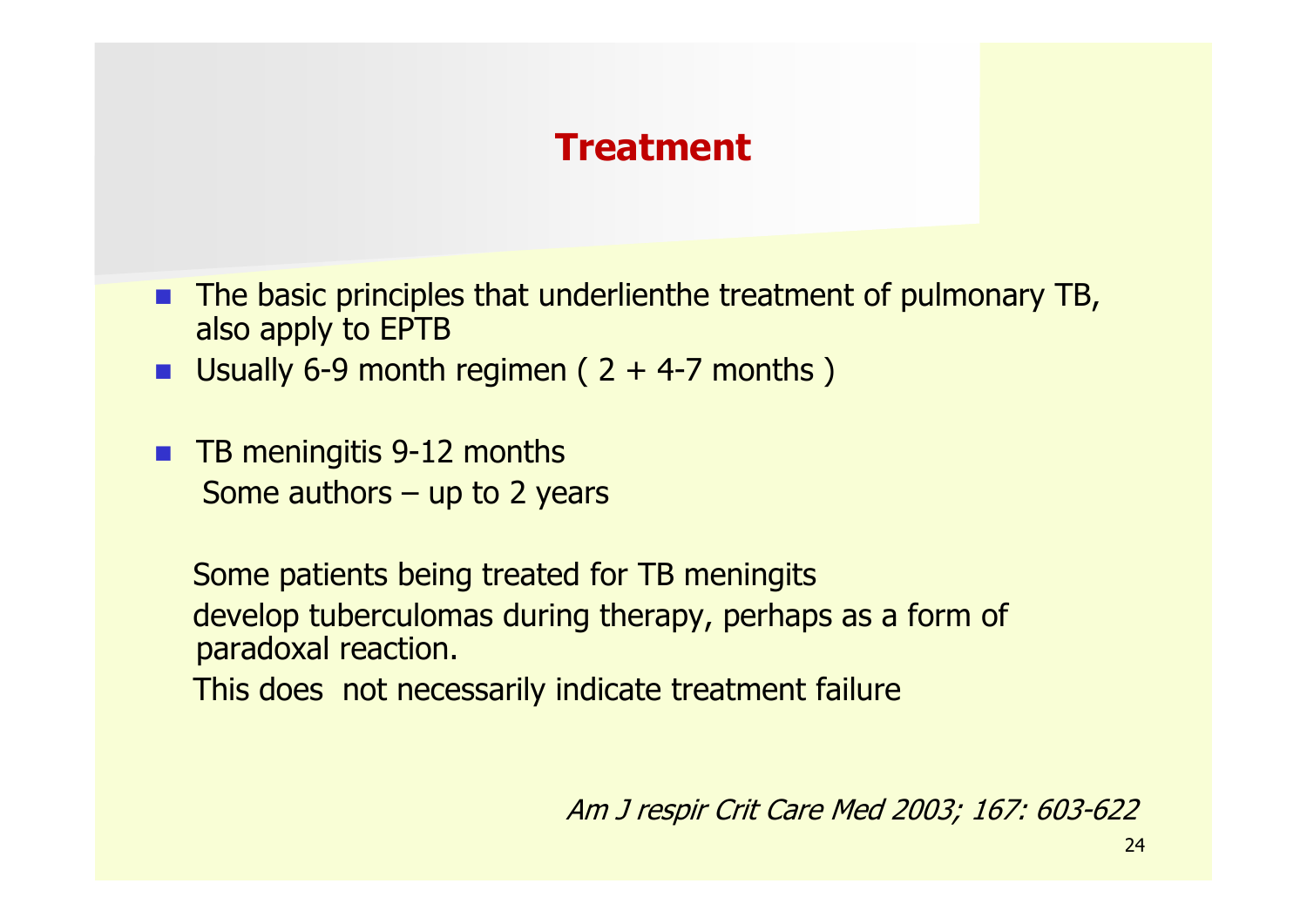# Treatment

- The basic principles that underlienthe treatment of pulmonary TB, also apply to EPTB
- Usually 6-9 month regimen ( 2 + 4-7 months )

- TB meningitis 9-12 months
  Some authors – up to 2 years

Some patients being treated for TB meningits develop tuberculomas during therapy, perhaps as a form of paradoxal reaction.

This does not necessarily indicate treatment failure

*Am J respir Crit Care Med 2003; 167: 603-622*